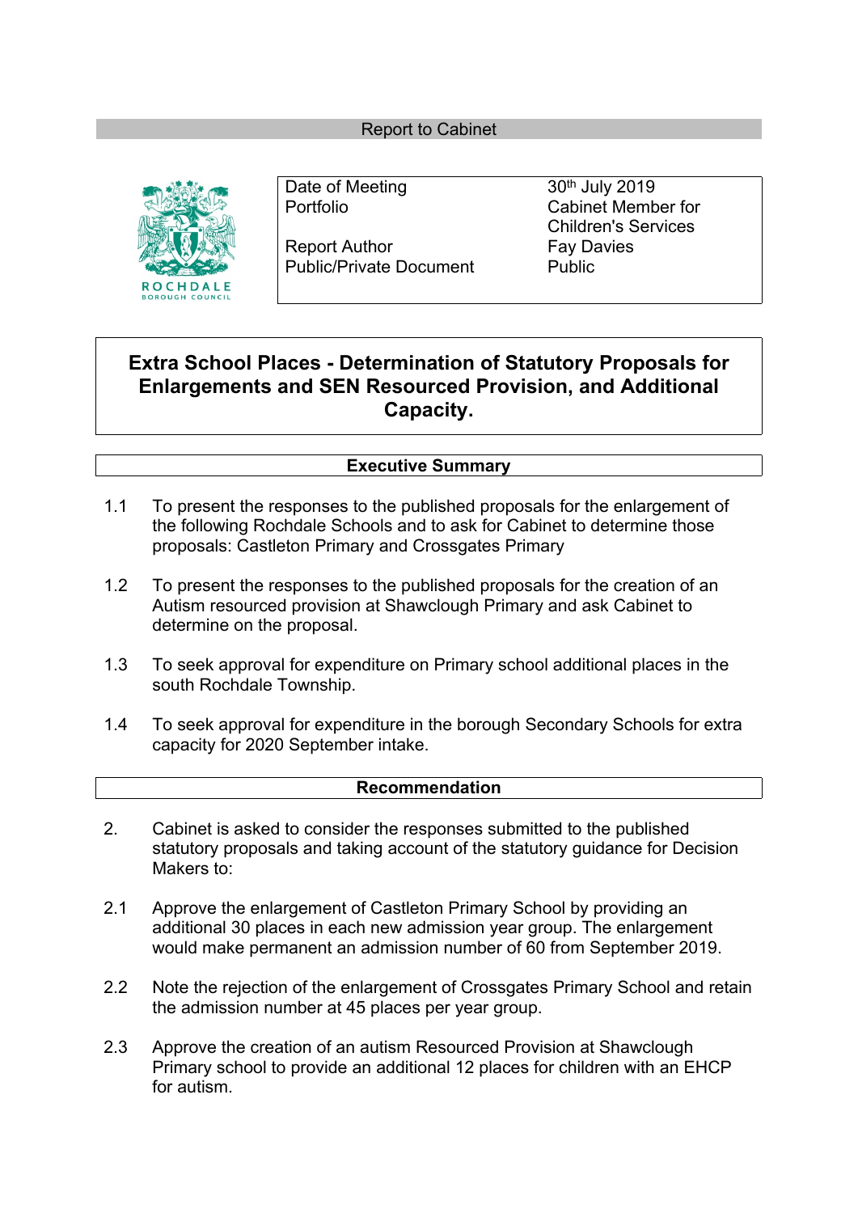Report to Cabinet

| Date of Meeting | 30th July 2019 |
| --- | --- |
| Portfolio | Cabinet Member for Children's Services |
| Report Author | Fay Davies |
| Public/Private Document | Public |

# Extra School Places - Determination of Statutory Proposals for Enlargements and SEN Resourced Provision, and Additional Capacity.

## Executive Summary

1.1 To present the responses to the published proposals for the enlargement of the following Rochdale Schools and to ask for Cabinet to determine those proposals: Castleton Primary and Crossgates Primary

1.2 To present the responses to the published proposals for the creation of an Autism resourced provision at Shawclough Primary and ask Cabinet to determine on the proposal.

1.3 To seek approval for expenditure on Primary school additional places in the south Rochdale Township.

1.4 To seek approval for expenditure in the borough Secondary Schools for extra capacity for 2020 September intake.

## Recommendation

2. Cabinet is asked to consider the responses submitted to the published statutory proposals and taking account of the statutory guidance for Decision Makers to:

2.1 Approve the enlargement of Castleton Primary School by providing an additional 30 places in each new admission year group. The enlargement would make permanent an admission number of 60 from September 2019.

2.2 Note the rejection of the enlargement of Crossgates Primary School and retain the admission number at 45 places per year group.

2.3 Approve the creation of an autism Resourced Provision at Shawclough Primary school to provide an additional 12 places for children with an EHCP for autism.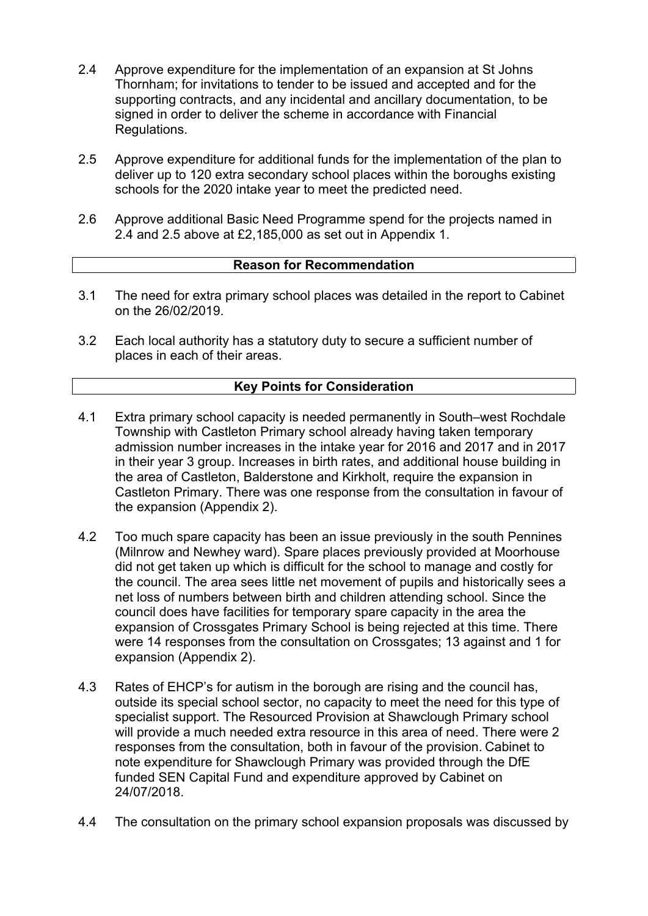2.4 Approve expenditure for the implementation of an expansion at St Johns Thornham; for invitations to tender to be issued and accepted and for the supporting contracts, and any incidental and ancillary documentation, to be signed in order to deliver the scheme in accordance with Financial Regulations.

2.5 Approve expenditure for additional funds for the implementation of the plan to deliver up to 120 extra secondary school places within the boroughs existing schools for the 2020 intake year to meet the predicted need.

2.6 Approve additional Basic Need Programme spend for the projects named in 2.4 and 2.5 above at £2,185,000 as set out in Appendix 1.

## Reason for Recommendation

3.1 The need for extra primary school places was detailed in the report to Cabinet on the 26/02/2019.

3.2 Each local authority has a statutory duty to secure a sufficient number of places in each of their areas.

## Key Points for Consideration

4.1 Extra primary school capacity is needed permanently in South–west Rochdale Township with Castleton Primary school already having taken temporary admission number increases in the intake year for 2016 and 2017 and in 2017 in their year 3 group. Increases in birth rates, and additional house building in the area of Castleton, Balderstone and Kirkholt, require the expansion in Castleton Primary. There was one response from the consultation in favour of the expansion (Appendix 2).

4.2 Too much spare capacity has been an issue previously in the south Pennines (Milnrow and Newhey ward). Spare places previously provided at Moorhouse did not get taken up which is difficult for the school to manage and costly for the council. The area sees little net movement of pupils and historically sees a net loss of numbers between birth and children attending school. Since the council does have facilities for temporary spare capacity in the area the expansion of Crossgates Primary School is being rejected at this time. There were 14 responses from the consultation on Crossgates; 13 against and 1 for expansion (Appendix 2).

4.3 Rates of EHCP's for autism in the borough are rising and the council has, outside its special school sector, no capacity to meet the need for this type of specialist support. The Resourced Provision at Shawclough Primary school will provide a much needed extra resource in this area of need. There were 2 responses from the consultation, both in favour of the provision. Cabinet to note expenditure for Shawclough Primary was provided through the DfE funded SEN Capital Fund and expenditure approved by Cabinet on 24/07/2018.

4.4 The consultation on the primary school expansion proposals was discussed by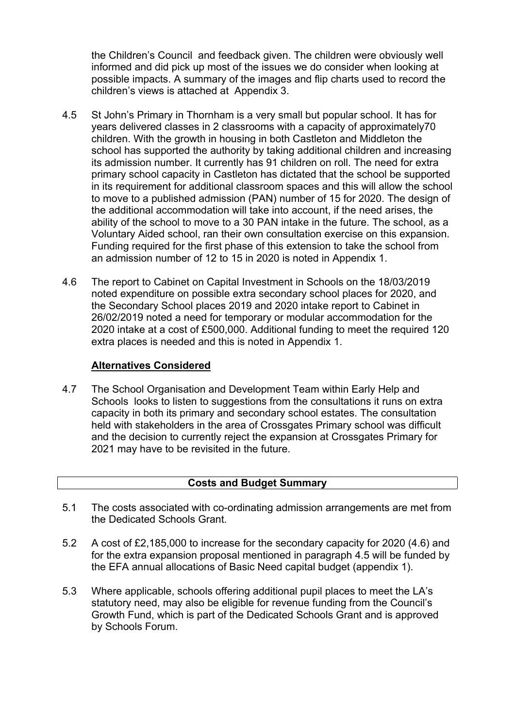the Children's Council and feedback given. The children were obviously well informed and did pick up most of the issues we do consider when looking at possible impacts. A summary of the images and flip charts used to record the children's views is attached at Appendix 3.

4.5 St John's Primary in Thornham is a very small but popular school. It has for years delivered classes in 2 classrooms with a capacity of approximately70 children. With the growth in housing in both Castleton and Middleton the school has supported the authority by taking additional children and increasing its admission number. It currently has 91 children on roll. The need for extra primary school capacity in Castleton has dictated that the school be supported in its requirement for additional classroom spaces and this will allow the school to move to a published admission (PAN) number of 15 for 2020. The design of the additional accommodation will take into account, if the need arises, the ability of the school to move to a 30 PAN intake in the future. The school, as a Voluntary Aided school, ran their own consultation exercise on this expansion. Funding required for the first phase of this extension to take the school from an admission number of 12 to 15 in 2020 is noted in Appendix 1.

4.6 The report to Cabinet on Capital Investment in Schools on the 18/03/2019 noted expenditure on possible extra secondary school places for 2020, and the Secondary School places 2019 and 2020 intake report to Cabinet in 26/02/2019 noted a need for temporary or modular accommodation for the 2020 intake at a cost of £500,000. Additional funding to meet the required 120 extra places is needed and this is noted in Appendix 1.

**Alternatives Considered**

4.7 The School Organisation and Development Team within Early Help and Schools looks to listen to suggestions from the consultations it runs on extra capacity in both its primary and secondary school estates. The consultation held with stakeholders in the area of Crossgates Primary school was difficult and the decision to currently reject the expansion at Crossgates Primary for 2021 may have to be revisited in the future.

## Costs and Budget Summary

5.1 The costs associated with co-ordinating admission arrangements are met from the Dedicated Schools Grant.

5.2 A cost of £2,185,000 to increase for the secondary capacity for 2020 (4.6) and for the extra expansion proposal mentioned in paragraph 4.5 will be funded by the EFA annual allocations of Basic Need capital budget (appendix 1).

5.3 Where applicable, schools offering additional pupil places to meet the LA's statutory need, may also be eligible for revenue funding from the Council's Growth Fund, which is part of the Dedicated Schools Grant and is approved by Schools Forum.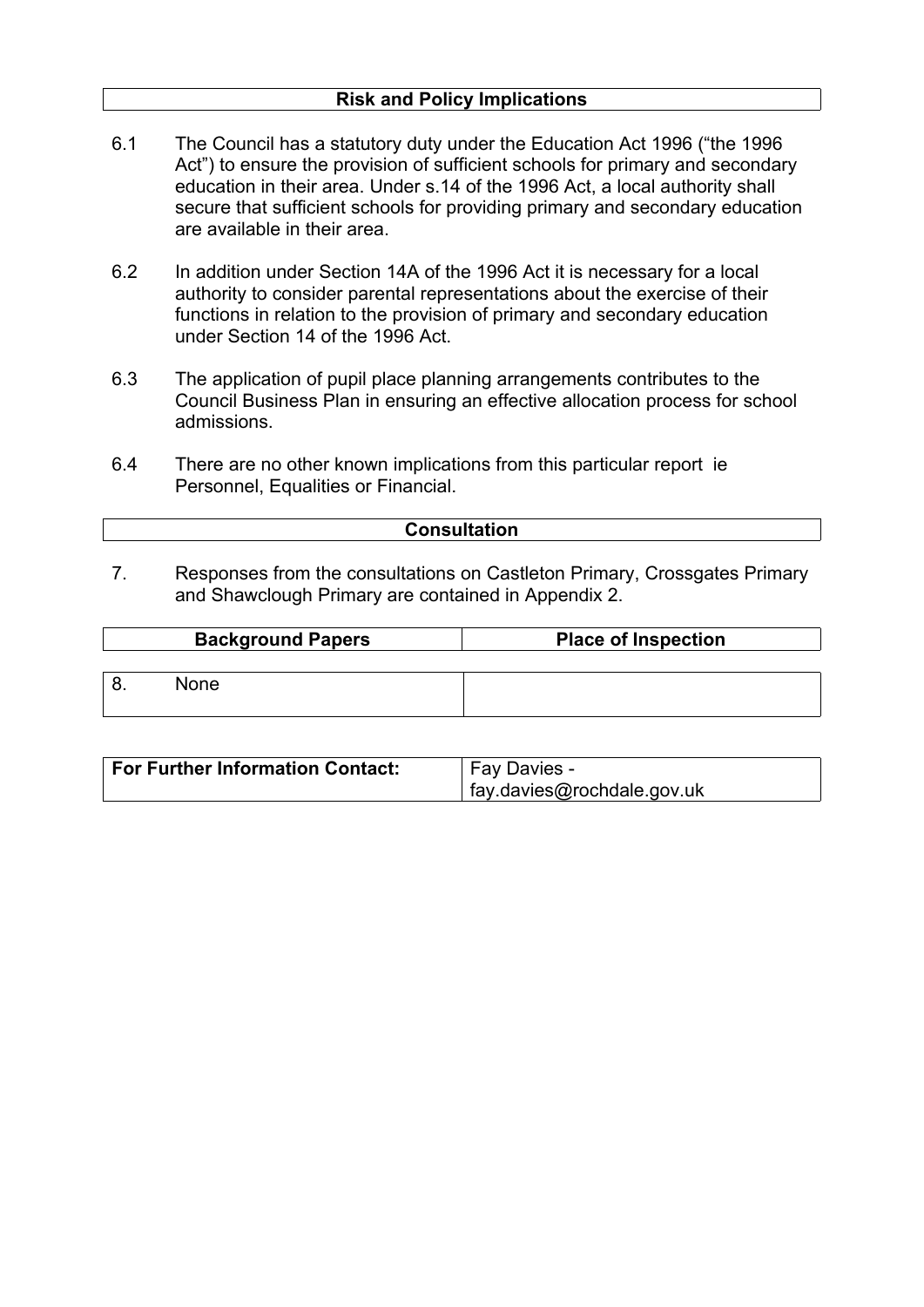## Risk and Policy Implications

6.1 The Council has a statutory duty under the Education Act 1996 ("the 1996 Act") to ensure the provision of sufficient schools for primary and secondary education in their area. Under s.14 of the 1996 Act, a local authority shall secure that sufficient schools for providing primary and secondary education are available in their area.

6.2 In addition under Section 14A of the 1996 Act it is necessary for a local authority to consider parental representations about the exercise of their functions in relation to the provision of primary and secondary education under Section 14 of the 1996 Act.

6.3 The application of pupil place planning arrangements contributes to the Council Business Plan in ensuring an effective allocation process for school admissions.

6.4 There are no other known implications from this particular report ie Personnel, Equalities or Financial.

## Consultation

7. Responses from the consultations on Castleton Primary, Crossgates Primary and Shawclough Primary are contained in Appendix 2.

| Background Papers | Place of Inspection |
|---|---|
| 8. None | |

| | |
|---|---|
| **For Further Information Contact:** | Fay Davies - fay.davies@rochdale.gov.uk |